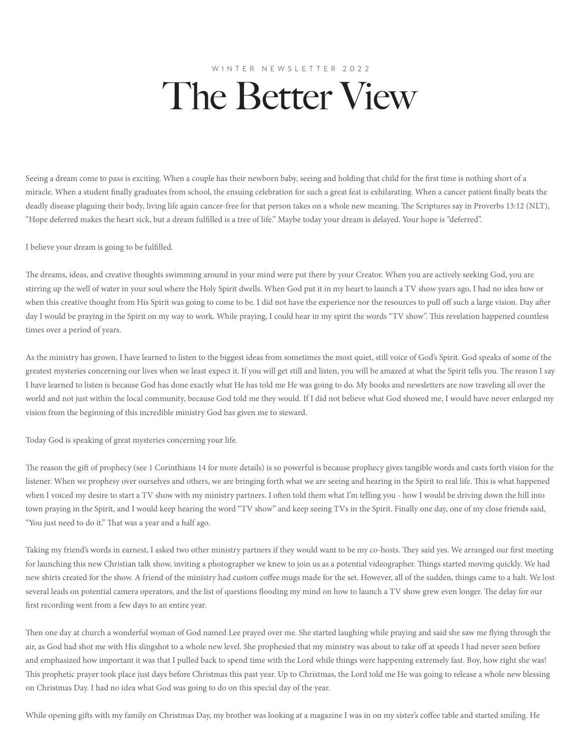WINTER NEWSLETTER 2022

# The Better View

Seeing a dream come to pass is exciting. When a couple has their newborn baby, seeing and holding that child for the first time is nothing short of a miracle. When a student finally graduates from school, the ensuing celebration for such a great feat is exhilarating. When a cancer patient finally beats the deadly disease plaguing their body, living life again cancer-free for that person takes on a whole new meaning. The Scriptures say in Proverbs 13:12 (NLT), "Hope deferred makes the heart sick, but a dream fulfilled is a tree of life." Maybe today your dream is delayed. Your hope is "deferred".

I believe your dream is going to be fulfilled.

The dreams, ideas, and creative thoughts swimming around in your mind were put there by your Creator. When you are actively seeking God, you are stirring up the well of water in your soul where the Holy Spirit dwells. When God put it in my heart to launch a TV show years ago, I had no idea how or when this creative thought from His Spirit was going to come to be. I did not have the experience nor the resources to pull off such a large vision. Day after day I would be praying in the Spirit on my way to work. While praying, I could hear in my spirit the words "TV show". This revelation happened countless times over a period of years.

As the ministry has grown, I have learned to listen to the biggest ideas from sometimes the most quiet, still voice of God's Spirit. God speaks of some of the greatest mysteries concerning our lives when we least expect it. If you will get still and listen, you will be amazed at what the Spirit tells you. The reason I say I have learned to listen is because God has done exactly what He has told me He was going to do. My books and newsletters are now traveling all over the world and not just within the local community, because God told me they would. If I did not believe what God showed me, I would have never enlarged my vision from the beginning of this incredible ministry God has given me to steward.

Today God is speaking of great mysteries concerning your life.

The reason the gift of prophecy (see 1 Corinthians 14 for more details) is so powerful is because prophecy gives tangible words and casts forth vision for the listener. When we prophesy over ourselves and others, we are bringing forth what we are seeing and hearing in the Spirit to real life. This is what happened when I voiced my desire to start a TV show with my ministry partners. I often told them what I'm telling you - how I would be driving down the hill into town praying in the Spirit, and I would keep hearing the word "TV show" and keep seeing TVs in the Spirit. Finally one day, one of my close friends said, "You just need to do it." That was a year and a half ago.

Taking my friend's words in earnest, I asked two other ministry partners if they would want to be my co-hosts. They said yes. We arranged our first meeting for launching this new Christian talk show, inviting a photographer we knew to join us as a potential videographer. Things started moving quickly. We had new shirts created for the show. A friend of the ministry had custom coffee mugs made for the set. However, all of the sudden, things came to a halt. We lost several leads on potential camera operators, and the list of questions flooding my mind on how to launch a TV show grew even longer. The delay for our first recording went from a few days to an entire year.

Then one day at church a wonderful woman of God named Lee prayed over me. She started laughing while praying and said she saw me flying through the air, as God had shot me with His slingshot to a whole new level. She prophesied that my ministry was about to take off at speeds I had never seen before and emphasized how important it was that I pulled back to spend time with the Lord while things were happening extremely fast. Boy, how right she was! This prophetic prayer took place just days before Christmas this past year. Up to Christmas, the Lord told me He was going to release a whole new blessing on Christmas Day. I had no idea what God was going to do on this special day of the year.

While opening gifts with my family on Christmas Day, my brother was looking at a magazine I was in on my sister's coffee table and started smiling. He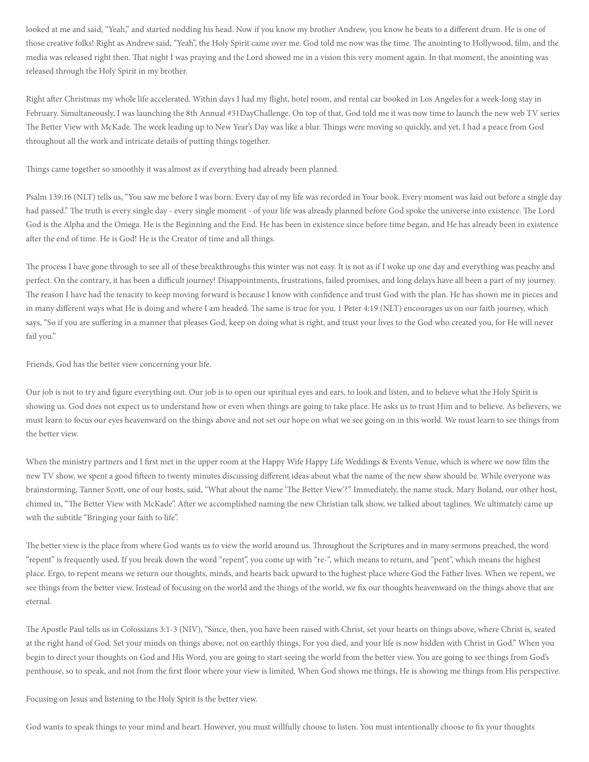looked at me and said, "Yeah," and started nodding his head. Now if you know my brother Andrew, you know he beats to a different drum. He is one of those creative folks! Right as Andrew said, "Yeah", the Holy Spirit came over me. God told me now was the time. The anointing to Hollywood, film, and the media was released right then. That night I was praying and the Lord showed me in a vision this very moment again. In that moment, the anointing was released through the Holy Spirit in my brother.

Right after Christmas my whole life accelerated. Within days I had my flight, hotel room, and rental car booked in Los Angeles for a week-long stay in February. Simultaneously, I was launching the 8th Annual #31DayChallenge. On top of that, God told me it was now time to launch the new web TV series The Better View with McKade. The week leading up to New Year's Day was like a blur. Things were moving so quickly, and yet, I had a peace from God throughout all the work and intricate details of putting things together.

Things came together so smoothly it was almost as if everything had already been planned.

Psalm 139:16 (NLT) tells us, "You saw me before I was born. Every day of my life was recorded in Your book. Every moment was laid out before a single day had passed." The truth is every single day - every single moment - of your life was already planned before God spoke the universe into existence. The Lord God is the Alpha and the Omega. He is the Beginning and the End. He has been in existence since before time began, and He has already been in existence after the end of time. He is God! He is the Creator of time and all things.

The process I have gone through to see all of these breakthroughs this winter was not easy. It is not as if I woke up one day and everything was peachy and perfect. On the contrary, it has been a difficult journey! Disappointments, frustrations, failed promises, and long delays have all been a part of my journey. The reason I have had the tenacity to keep moving forward is because I know with confidence and trust God with the plan. He has shown me in pieces and in many different ways what He is doing and where I am headed. The same is true for you. 1 Peter 4:19 (NLT) encourages us on our faith journey, which says, "So if you are suffering in a manner that pleases God, keep on doing what is right, and trust your lives to the God who created you, for He will never fail you."

Friends, God has the better view concerning your life.

Our job is not to try and figure everything out. Our job is to open our spiritual eyes and ears, to look and listen, and to believe what the Holy Spirit is showing us. God does not expect us to understand how or even when things are going to take place. He asks us to trust Him and to believe. As believers, we must learn to focus our eyes heavenward on the things above and not set our hope on what we see going on in this world. We must learn to see things from the better view.

When the ministry partners and I first met in the upper room at the Happy Wife Happy Life Weddings & Events Venue, which is where we now film the new TV show, we spent a good fifteen to twenty minutes discussing different ideas about what the name of the new show should be. While everyone was brainstorming, Tanner Scott, one of our hosts, said, "What about the name 'The Better View'?" Immediately, the name stuck. Mary Boland, our other host, chimed in, "The Better View with McKade". After we accomplished naming the new Christian talk show, we talked about taglines. We ultimately came up with the subtitle "Bringing your faith to life".

The better view is the place from where God wants us to view the world around us. Throughout the Scriptures and in many sermons preached, the word "repent" is frequently used. If you break down the word "repent", you come up with "re-", which means to return, and "pent", which means the highest place. Ergo, to repent means we return our thoughts, minds, and hearts back upward to the highest place where God the Father lives. When we repent, we see things from the better view. Instead of focusing on the world and the things of the world, we fix our thoughts heavenward on the things above that are eternal.

The Apostle Paul tells us in Colossians 3:1-3 (NIV), "Since, then, you have been raised with Christ, set your hearts on things above, where Christ is, seated at the right hand of God. Set your minds on things above, not on earthly things. For you died, and your life is now hidden with Christ in God." When you begin to direct your thoughts on God and His Word, you are going to start seeing the world from the better view. You are going to see things from God's penthouse, so to speak, and not from the first floor where your view is limited. When God shows me things, He is showing me things from His perspective.

Focusing on Jesus and listening to the Holy Spirit is the better view.

God wants to speak things to your mind and heart. However, you must willfully choose to listen. You must intentionally choose to fix your thoughts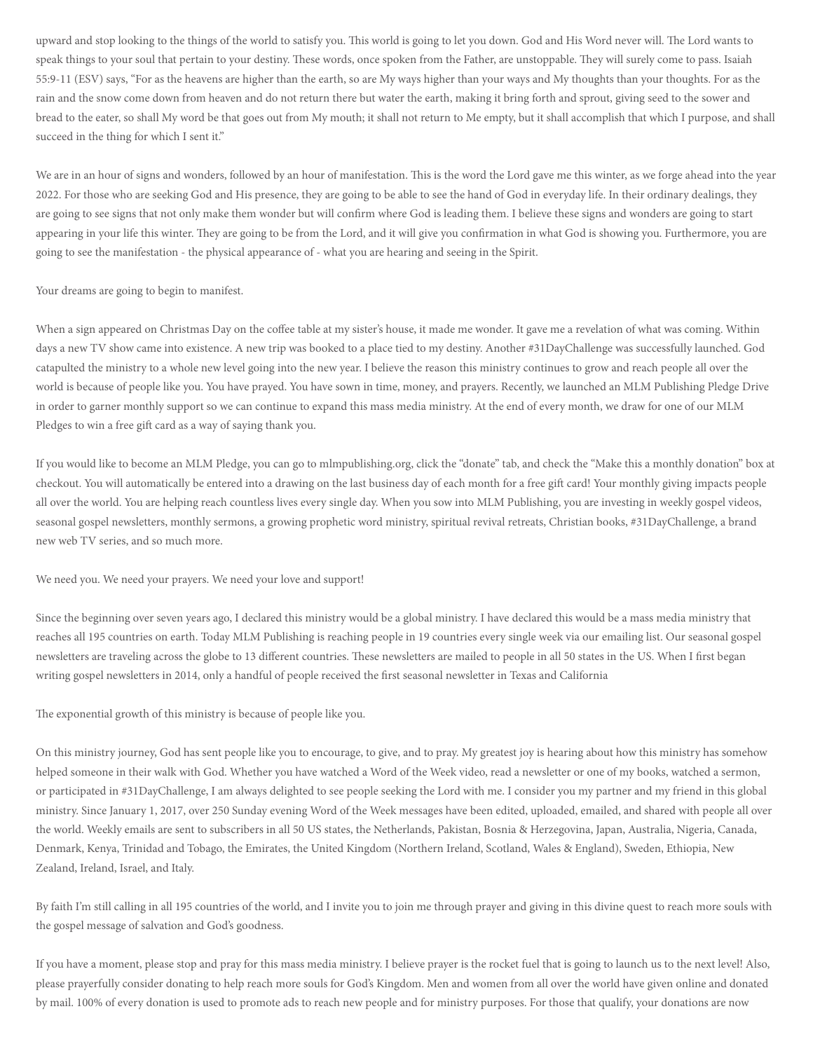upward and stop looking to the things of the world to satisfy you. This world is going to let you down. God and His Word never will. The Lord wants to speak things to your soul that pertain to your destiny. These words, once spoken from the Father, are unstoppable. They will surely come to pass. Isaiah 55:9-11 (ESV) says, "For as the heavens are higher than the earth, so are My ways higher than your ways and My thoughts than your thoughts. For as the rain and the snow come down from heaven and do not return there but water the earth, making it bring forth and sprout, giving seed to the sower and bread to the eater, so shall My word be that goes out from My mouth; it shall not return to Me empty, but it shall accomplish that which I purpose, and shall succeed in the thing for which I sent it."

We are in an hour of signs and wonders, followed by an hour of manifestation. This is the word the Lord gave me this winter, as we forge ahead into the year 2022. For those who are seeking God and His presence, they are going to be able to see the hand of God in everyday life. In their ordinary dealings, they are going to see signs that not only make them wonder but will confirm where God is leading them. I believe these signs and wonders are going to start appearing in your life this winter. They are going to be from the Lord, and it will give you confirmation in what God is showing you. Furthermore, you are going to see the manifestation - the physical appearance of - what you are hearing and seeing in the Spirit.

Your dreams are going to begin to manifest.

When a sign appeared on Christmas Day on the coffee table at my sister's house, it made me wonder. It gave me a revelation of what was coming. Within days a new TV show came into existence. A new trip was booked to a place tied to my destiny. Another #31DayChallenge was successfully launched. God catapulted the ministry to a whole new level going into the new year. I believe the reason this ministry continues to grow and reach people all over the world is because of people like you. You have prayed. You have sown in time, money, and prayers. Recently, we launched an MLM Publishing Pledge Drive in order to garner monthly support so we can continue to expand this mass media ministry. At the end of every month, we draw for one of our MLM Pledges to win a free gift card as a way of saying thank you.

If you would like to become an MLM Pledge, you can go to mlmpublishing.org, click the "donate" tab, and check the "Make this a monthly donation" box at checkout. You will automatically be entered into a drawing on the last business day of each month for a free gift card! Your monthly giving impacts people all over the world. You are helping reach countless lives every single day. When you sow into MLM Publishing, you are investing in weekly gospel videos, seasonal gospel newsletters, monthly sermons, a growing prophetic word ministry, spiritual revival retreats, Christian books, #31DayChallenge, a brand new web TV series, and so much more.

We need you. We need your prayers. We need your love and support!

Since the beginning over seven years ago, I declared this ministry would be a global ministry. I have declared this would be a mass media ministry that reaches all 195 countries on earth. Today MLM Publishing is reaching people in 19 countries every single week via our emailing list. Our seasonal gospel newsletters are traveling across the globe to 13 different countries. These newsletters are mailed to people in all 50 states in the US. When I first began writing gospel newsletters in 2014, only a handful of people received the first seasonal newsletter in Texas and California

The exponential growth of this ministry is because of people like you.

On this ministry journey, God has sent people like you to encourage, to give, and to pray. My greatest joy is hearing about how this ministry has somehow helped someone in their walk with God. Whether you have watched a Word of the Week video, read a newsletter or one of my books, watched a sermon, or participated in #31DayChallenge, I am always delighted to see people seeking the Lord with me. I consider you my partner and my friend in this global ministry. Since January 1, 2017, over 250 Sunday evening Word of the Week messages have been edited, uploaded, emailed, and shared with people all over the world. Weekly emails are sent to subscribers in all 50 US states, the Netherlands, Pakistan, Bosnia & Herzegovina, Japan, Australia, Nigeria, Canada, Denmark, Kenya, Trinidad and Tobago, the Emirates, the United Kingdom (Northern Ireland, Scotland, Wales & England), Sweden, Ethiopia, New Zealand, Ireland, Israel, and Italy.

By faith I'm still calling in all 195 countries of the world, and I invite you to join me through prayer and giving in this divine quest to reach more souls with the gospel message of salvation and God's goodness.

If you have a moment, please stop and pray for this mass media ministry. I believe prayer is the rocket fuel that is going to launch us to the next level! Also, please prayerfully consider donating to help reach more souls for God's Kingdom. Men and women from all over the world have given online and donated by mail. 100% of every donation is used to promote ads to reach new people and for ministry purposes. For those that qualify, your donations are now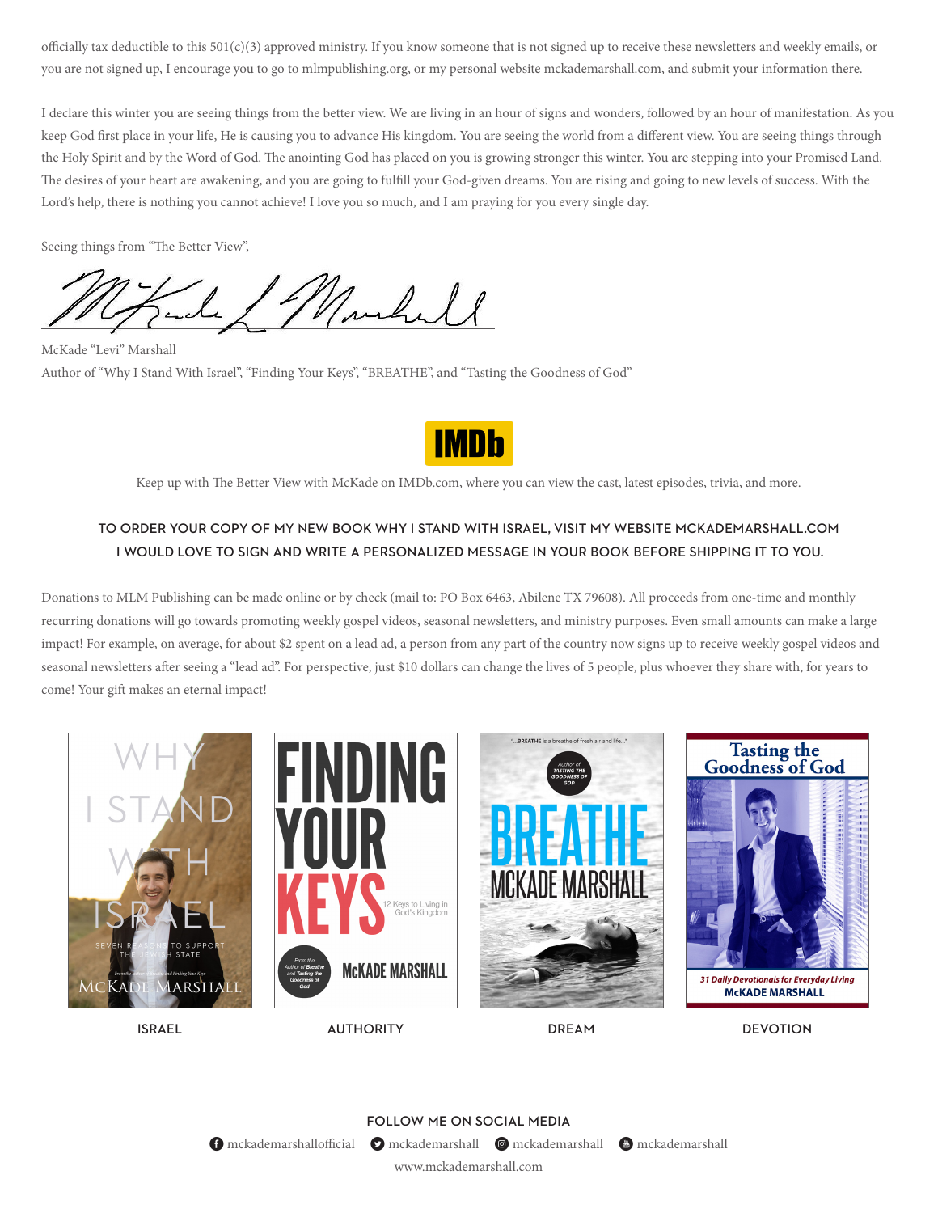officially tax deductible to this 501(c)(3) approved ministry. If you know someone that is not signed up to receive these newsletters and weekly emails, or you are not signed up, I encourage you to go to mlmpublishing.org, or my personal website mckademarshall.com, and submit your information there.

I declare this winter you are seeing things from the better view. We are living in an hour of signs and wonders, followed by an hour of manifestation. As you keep God first place in your life, He is causing you to advance His kingdom. You are seeing the world from a different view. You are seeing things through the Holy Spirit and by the Word of God. The anointing God has placed on you is growing stronger this winter. You are stepping into your Promised Land. The desires of your heart are awakening, and you are going to fulfill your God-given dreams. You are rising and going to new levels of success. With the Lord's help, there is nothing you cannot achieve! I love you so much, and I am praying for you every single day.

Seeing things from "The Better View",

McKade "Levi" Marshall
Author of "Why I Stand With Israel", "Finding Your Keys", "BREATHE", and "Tasting the Goodness of God"

IMDb

Keep up with The Better View with McKade on IMDb.com, where you can view the cast, latest episodes, trivia, and more.

TO ORDER YOUR COPY OF MY NEW BOOK WHY I STAND WITH ISRAEL, VISIT MY WEBSITE MCKADEMARSHALL.COM
I WOULD LOVE TO SIGN AND WRITE A PERSONALIZED MESSAGE IN YOUR BOOK BEFORE SHIPPING IT TO YOU.

Donations to MLM Publishing can be made online or by check (mail to: PO Box 6463, Abilene TX 79608). All proceeds from one-time and monthly recurring donations will go towards promoting weekly gospel videos, seasonal newsletters, and ministry purposes. Even small amounts can make a large impact! For example, on average, for about $2 spent on a lead ad, a person from any part of the country now signs up to receive weekly gospel videos and seasonal newsletters after seeing a "lead ad". For perspective, just $10 dollars can change the lives of 5 people, plus whoever they share with, for years to come! Your gift makes an eternal impact!

ISRAEL — AUTHORITY — DREAM — DEVOTION

FOLLOW ME ON SOCIAL MEDIA

mckademarshallofficial mckademarshall mckademarshall mckademarshall

www.mckademarshall.com